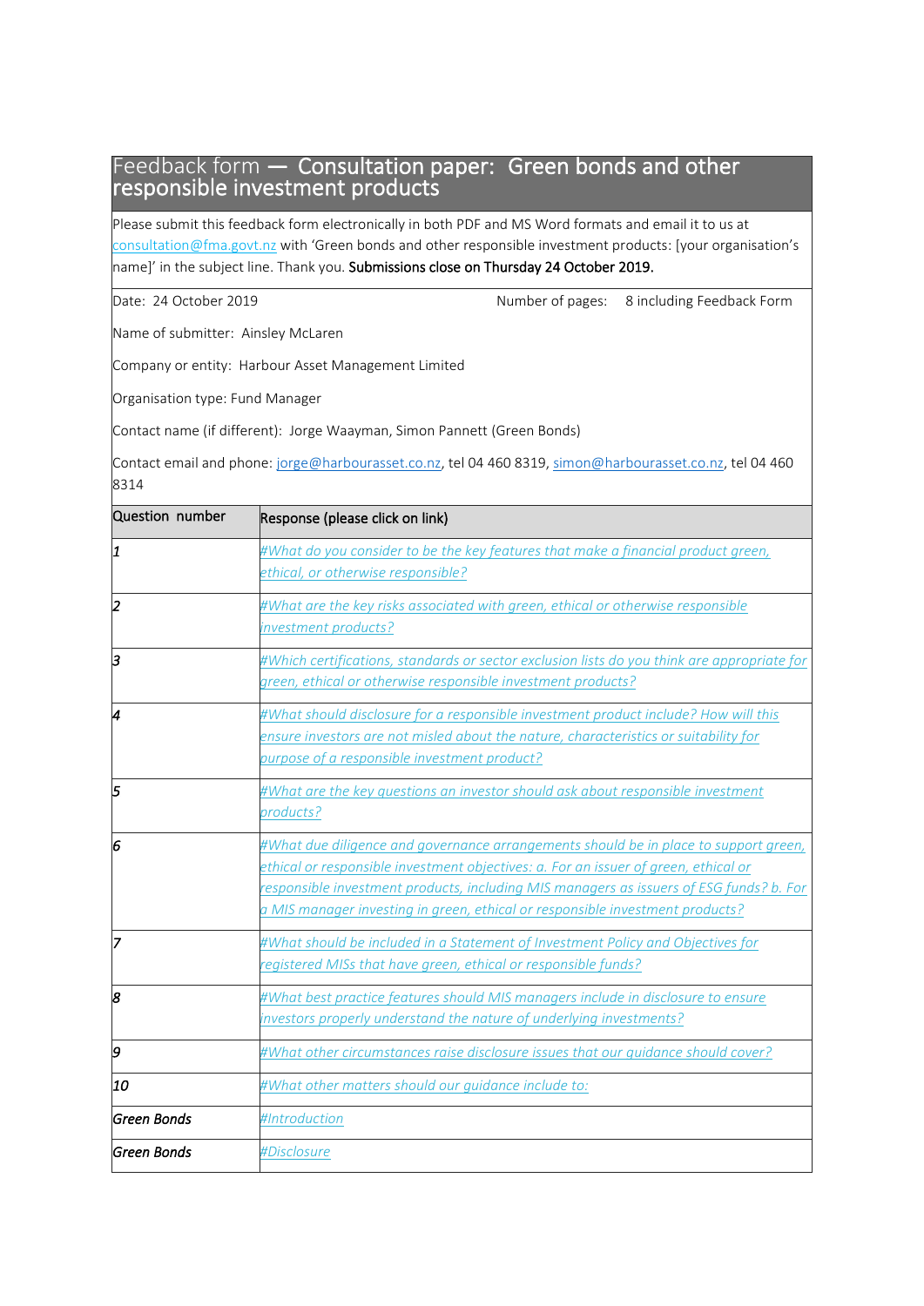# Feedback form — Consultation paper: Green bonds and other responsible investment products

Please submit this feedback form electronically in both PDF and MS Word formats and email it to us at consultation@fma.govt.nz with 'Green bonds and other responsible investment products: [your organisation's name]' in the subject line. Thank you. **Submissions close on Thursday 24 October 2019.**

Date: 24 October 2019 Number of pages: 8 including Feedback Form

Name of submitter: Ainsley McLaren

Company or entity: Harbour Asset Management Limited

Organisation type: Fund Manager

Contact name (if different): Jorge Waayman, Simon Pannett (Green Bonds)

Contact email and phone: jorge@harbourasset.co.nz, tel 04 460 8319, simon@harbourasset.co.nz, tel 04 460 8314

| Question number | Response (please click on link) |
|---|---|
| *1* | *#What do you consider to be the key features that make a financial product green, ethical, or otherwise responsible?* |
| *2* | *#What are the key risks associated with green, ethical or otherwise responsible investment products?* |
| *3* | *#Which certifications, standards or sector exclusion lists do you think are appropriate for green, ethical or otherwise responsible investment products?* |
| *4* | *#What should disclosure for a responsible investment product include? How will this ensure investors are not misled about the nature, characteristics or suitability for purpose of a responsible investment product?* |
| *5* | *#What are the key questions an investor should ask about responsible investment products?* |
| *6* | *#What due diligence and governance arrangements should be in place to support green, ethical or responsible investment objectives: a. For an issuer of green, ethical or responsible investment products, including MIS managers as issuers of ESG funds? b. For a MIS manager investing in green, ethical or responsible investment products?* |
| *7* | *#What should be included in a Statement of Investment Policy and Objectives for registered MISs that have green, ethical or responsible funds?* |
| *8* | *#What best practice features should MIS managers include in disclosure to ensure investors properly understand the nature of underlying investments?* |
| *9* | *#What other circumstances raise disclosure issues that our guidance should cover?* |
| *10* | *#What other matters should our guidance include to:* |
| *Green Bonds* | *#Introduction* |
| *Green Bonds* | *#Disclosure* |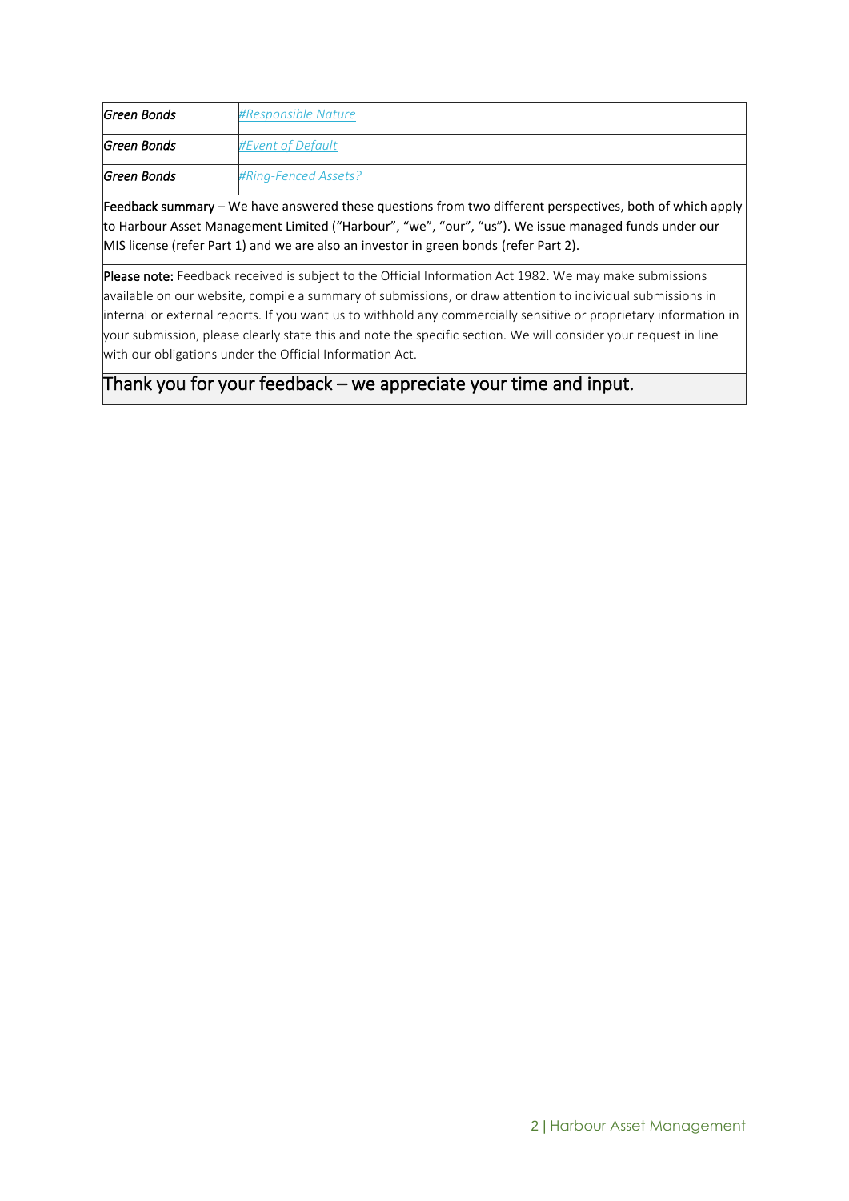| | |
|---|---|
| *Green Bonds* | *#Responsible Nature* |
| *Green Bonds* | *#Event of Default* |
| *Green Bonds* | *#Ring-Fenced Assets?* |

**Feedback summary** – We have answered these questions from two different perspectives, both of which apply to Harbour Asset Management Limited ("Harbour", "we", "our", "us"). We issue managed funds under our MIS license (refer Part 1) and we are also an investor in green bonds (refer Part 2).

**Please note:** Feedback received is subject to the Official Information Act 1982. We may make submissions available on our website, compile a summary of submissions, or draw attention to individual submissions in internal or external reports. If you want us to withhold any commercially sensitive or proprietary information in your submission, please clearly state this and note the specific section. We will consider your request in line with our obligations under the Official Information Act.

Thank you for your feedback – we appreciate your time and input.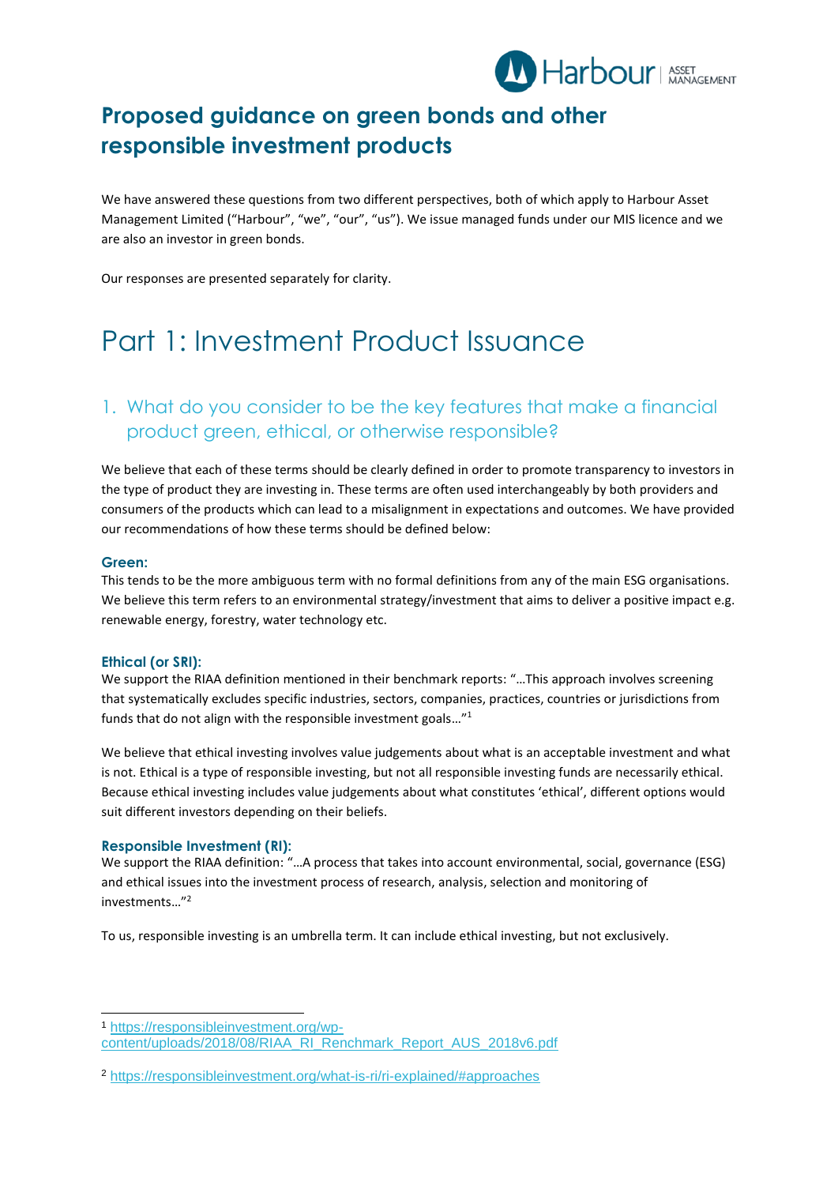# Proposed guidance on green bonds and other responsible investment products

We have answered these questions from two different perspectives, both of which apply to Harbour Asset Management Limited ("Harbour", "we", "our", "us"). We issue managed funds under our MIS licence and we are also an investor in green bonds.

Our responses are presented separately for clarity.

# Part 1: Investment Product Issuance

## 1. What do you consider to be the key features that make a financial product green, ethical, or otherwise responsible?

We believe that each of these terms should be clearly defined in order to promote transparency to investors in the type of product they are investing in. These terms are often used interchangeably by both providers and consumers of the products which can lead to a misalignment in expectations and outcomes. We have provided our recommendations of how these terms should be defined below:

### Green:

This tends to be the more ambiguous term with no formal definitions from any of the main ESG organisations. We believe this term refers to an environmental strategy/investment that aims to deliver a positive impact e.g. renewable energy, forestry, water technology etc.

### Ethical (or SRI):

We support the RIAA definition mentioned in their benchmark reports: "…This approach involves screening that systematically excludes specific industries, sectors, companies, practices, countries or jurisdictions from funds that do not align with the responsible investment goals…"[1]

We believe that ethical investing involves value judgements about what is an acceptable investment and what is not. Ethical is a type of responsible investing, but not all responsible investing funds are necessarily ethical. Because ethical investing includes value judgements about what constitutes 'ethical', different options would suit different investors depending on their beliefs.

### Responsible Investment (RI):

We support the RIAA definition: "…A process that takes into account environmental, social, governance (ESG) and ethical issues into the investment process of research, analysis, selection and monitoring of investments…"[2]

To us, responsible investing is an umbrella term. It can include ethical investing, but not exclusively.

---

[1] https://responsibleinvestment.org/wp-content/uploads/2018/08/RIAA_RI_Renchmark_Report_AUS_2018v6.pdf

[2] https://responsibleinvestment.org/what-is-ri/ri-explained/#approaches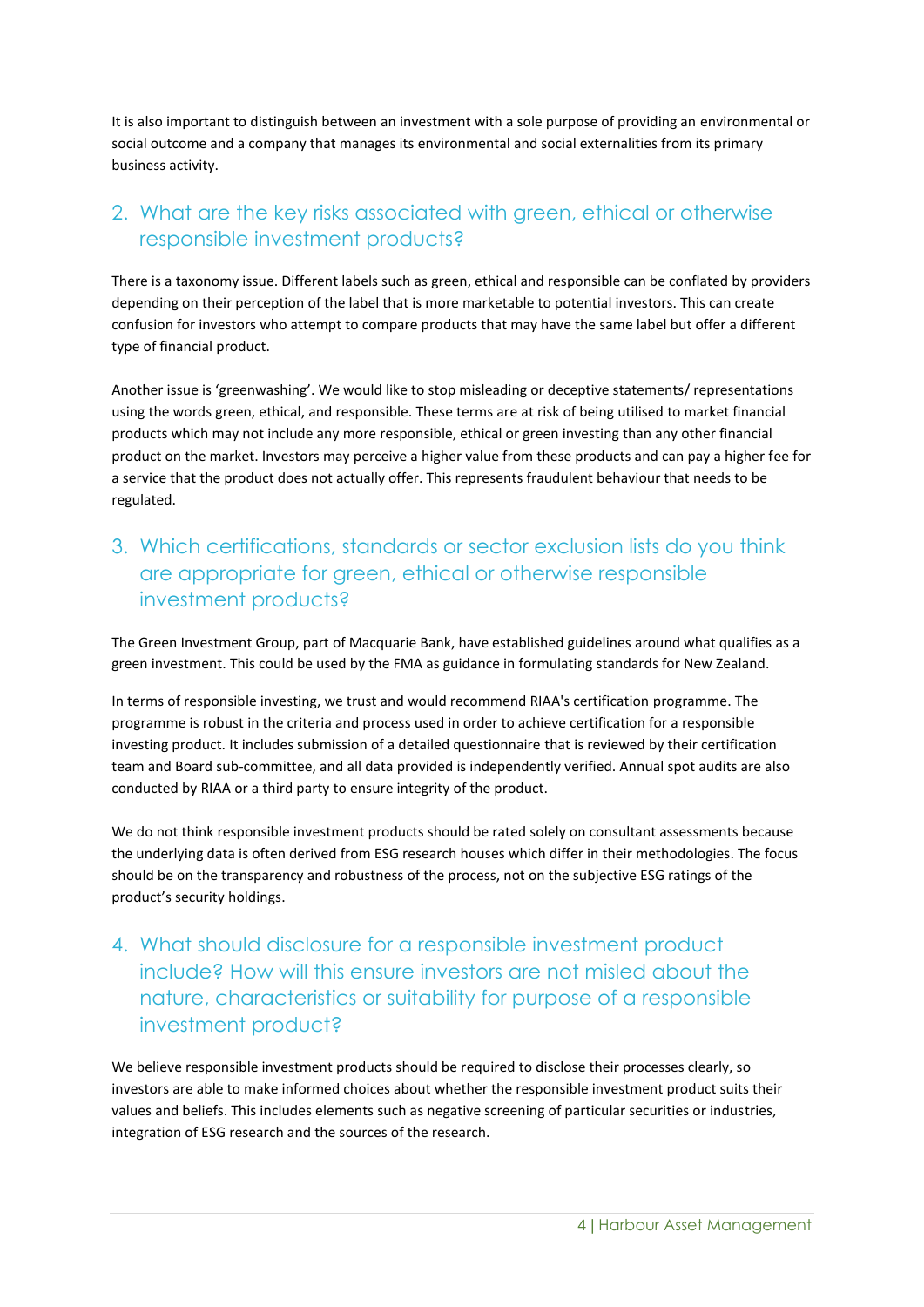It is also important to distinguish between an investment with a sole purpose of providing an environmental or social outcome and a company that manages its environmental and social externalities from its primary business activity.

## 2. What are the key risks associated with green, ethical or otherwise responsible investment products?

There is a taxonomy issue. Different labels such as green, ethical and responsible can be conflated by providers depending on their perception of the label that is more marketable to potential investors. This can create confusion for investors who attempt to compare products that may have the same label but offer a different type of financial product.

Another issue is 'greenwashing'. We would like to stop misleading or deceptive statements/ representations using the words green, ethical, and responsible. These terms are at risk of being utilised to market financial products which may not include any more responsible, ethical or green investing than any other financial product on the market. Investors may perceive a higher value from these products and can pay a higher fee for a service that the product does not actually offer. This represents fraudulent behaviour that needs to be regulated.

## 3. Which certifications, standards or sector exclusion lists do you think are appropriate for green, ethical or otherwise responsible investment products?

The Green Investment Group, part of Macquarie Bank, have established guidelines around what qualifies as a green investment. This could be used by the FMA as guidance in formulating standards for New Zealand.

In terms of responsible investing, we trust and would recommend RIAA's certification programme. The programme is robust in the criteria and process used in order to achieve certification for a responsible investing product. It includes submission of a detailed questionnaire that is reviewed by their certification team and Board sub-committee, and all data provided is independently verified. Annual spot audits are also conducted by RIAA or a third party to ensure integrity of the product.

We do not think responsible investment products should be rated solely on consultant assessments because the underlying data is often derived from ESG research houses which differ in their methodologies. The focus should be on the transparency and robustness of the process, not on the subjective ESG ratings of the product's security holdings.

## 4. What should disclosure for a responsible investment product include? How will this ensure investors are not misled about the nature, characteristics or suitability for purpose of a responsible investment product?

We believe responsible investment products should be required to disclose their processes clearly, so investors are able to make informed choices about whether the responsible investment product suits their values and beliefs. This includes elements such as negative screening of particular securities or industries, integration of ESG research and the sources of the research.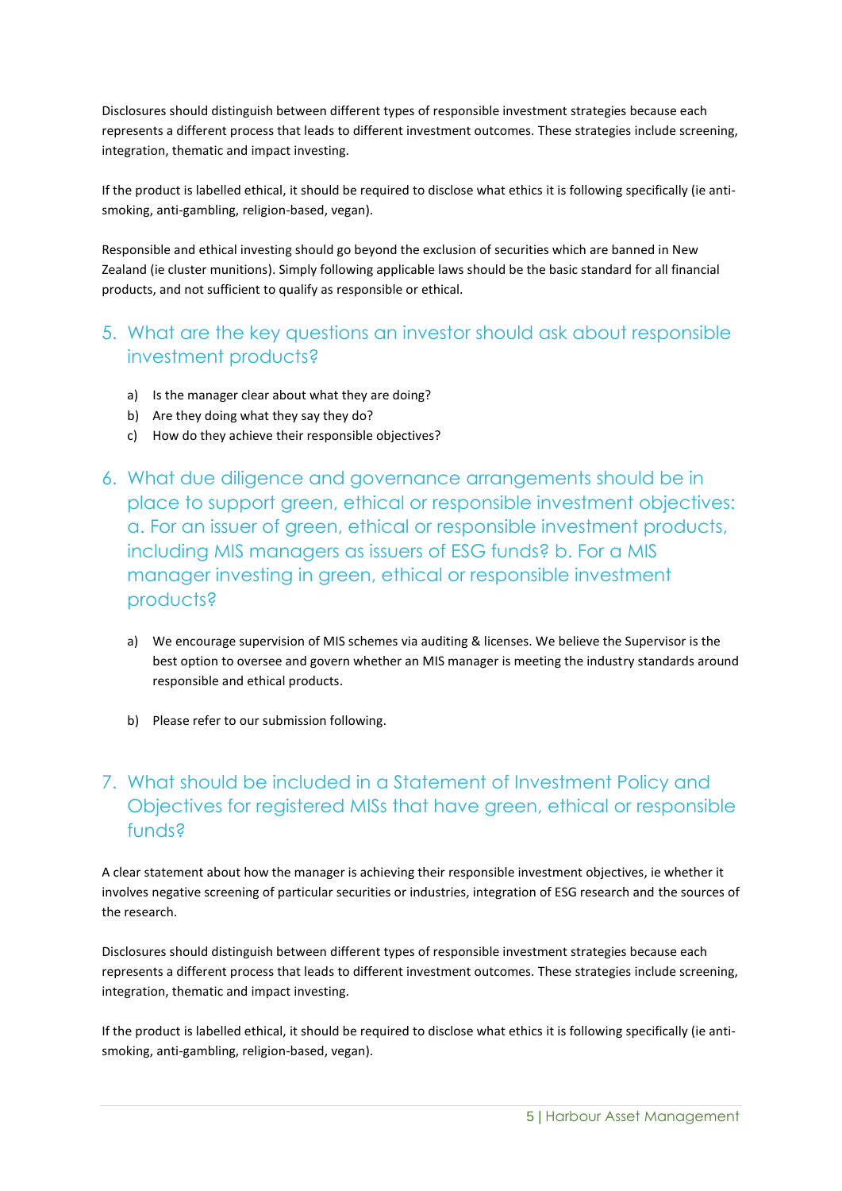Disclosures should distinguish between different types of responsible investment strategies because each represents a different process that leads to different investment outcomes. These strategies include screening, integration, thematic and impact investing.

If the product is labelled ethical, it should be required to disclose what ethics it is following specifically (ie anti-smoking, anti-gambling, religion-based, vegan).

Responsible and ethical investing should go beyond the exclusion of securities which are banned in New Zealand (ie cluster munitions). Simply following applicable laws should be the basic standard for all financial products, and not sufficient to qualify as responsible or ethical.

## 5. What are the key questions an investor should ask about responsible investment products?

a) Is the manager clear about what they are doing?
b) Are they doing what they say they do?
c) How do they achieve their responsible objectives?

## 6. What due diligence and governance arrangements should be in place to support green, ethical or responsible investment objectives: a. For an issuer of green, ethical or responsible investment products, including MIS managers as issuers of ESG funds? b. For a MIS manager investing in green, ethical or responsible investment products?

a) We encourage supervision of MIS schemes via auditing & licenses. We believe the Supervisor is the best option to oversee and govern whether an MIS manager is meeting the industry standards around responsible and ethical products.

b) Please refer to our submission following.

## 7. What should be included in a Statement of Investment Policy and Objectives for registered MISs that have green, ethical or responsible funds?

A clear statement about how the manager is achieving their responsible investment objectives, ie whether it involves negative screening of particular securities or industries, integration of ESG research and the sources of the research.

Disclosures should distinguish between different types of responsible investment strategies because each represents a different process that leads to different investment outcomes. These strategies include screening, integration, thematic and impact investing.

If the product is labelled ethical, it should be required to disclose what ethics it is following specifically (ie anti-smoking, anti-gambling, religion-based, vegan).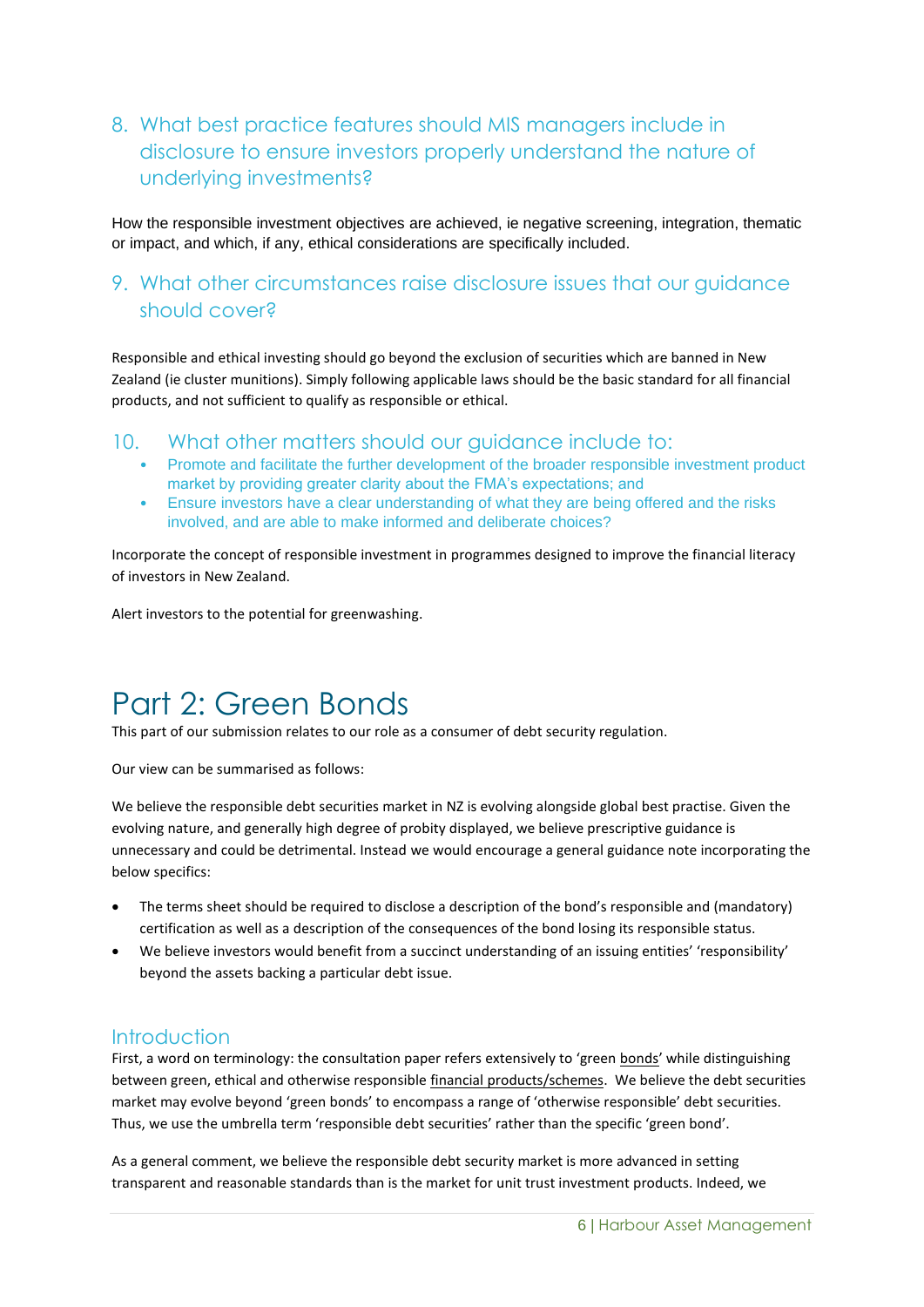## 8. What best practice features should MIS managers include in disclosure to ensure investors properly understand the nature of underlying investments?

How the responsible investment objectives are achieved, ie negative screening, integration, thematic or impact, and which, if any, ethical considerations are specifically included.

## 9. What other circumstances raise disclosure issues that our guidance should cover?

Responsible and ethical investing should go beyond the exclusion of securities which are banned in New Zealand (ie cluster munitions). Simply following applicable laws should be the basic standard for all financial products, and not sufficient to qualify as responsible or ethical.

## 10. What other matters should our guidance include to:

- Promote and facilitate the further development of the broader responsible investment product market by providing greater clarity about the FMA's expectations; and
- Ensure investors have a clear understanding of what they are being offered and the risks involved, and are able to make informed and deliberate choices?

Incorporate the concept of responsible investment in programmes designed to improve the financial literacy of investors in New Zealand.

Alert investors to the potential for greenwashing.

# Part 2: Green Bonds

This part of our submission relates to our role as a consumer of debt security regulation.

Our view can be summarised as follows:

We believe the responsible debt securities market in NZ is evolving alongside global best practise. Given the evolving nature, and generally high degree of probity displayed, we believe prescriptive guidance is unnecessary and could be detrimental. Instead we would encourage a general guidance note incorporating the below specifics:

- The terms sheet should be required to disclose a description of the bond's responsible and (mandatory) certification as well as a description of the consequences of the bond losing its responsible status.
- We believe investors would benefit from a succinct understanding of an issuing entities' 'responsibility' beyond the assets backing a particular debt issue.

## Introduction

First, a word on terminology: the consultation paper refers extensively to 'green bonds' while distinguishing between green, ethical and otherwise responsible financial products/schemes. We believe the debt securities market may evolve beyond 'green bonds' to encompass a range of 'otherwise responsible' debt securities. Thus, we use the umbrella term 'responsible debt securities' rather than the specific 'green bond'.

As a general comment, we believe the responsible debt security market is more advanced in setting transparent and reasonable standards than is the market for unit trust investment products. Indeed, we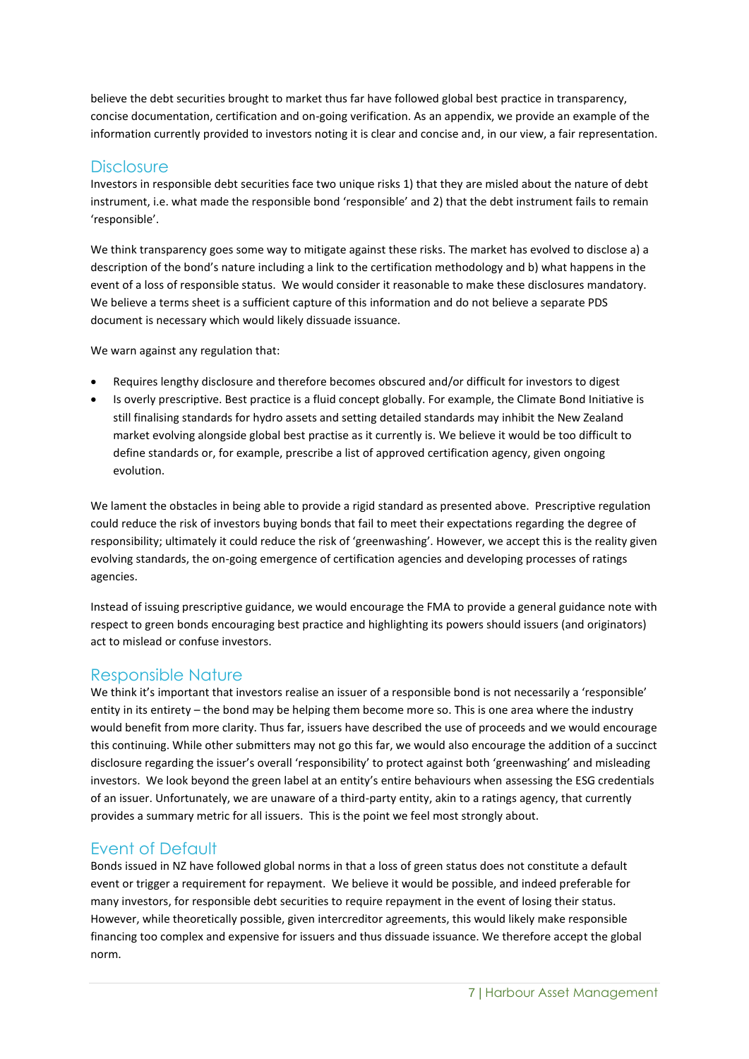believe the debt securities brought to market thus far have followed global best practice in transparency, concise documentation, certification and on-going verification. As an appendix, we provide an example of the information currently provided to investors noting it is clear and concise and, in our view, a fair representation.

## Disclosure

Investors in responsible debt securities face two unique risks 1) that they are misled about the nature of debt instrument, i.e. what made the responsible bond 'responsible' and 2) that the debt instrument fails to remain 'responsible'.

We think transparency goes some way to mitigate against these risks. The market has evolved to disclose a) a description of the bond's nature including a link to the certification methodology and b) what happens in the event of a loss of responsible status. We would consider it reasonable to make these disclosures mandatory. We believe a terms sheet is a sufficient capture of this information and do not believe a separate PDS document is necessary which would likely dissuade issuance.

We warn against any regulation that:

- Requires lengthy disclosure and therefore becomes obscured and/or difficult for investors to digest
- Is overly prescriptive. Best practice is a fluid concept globally. For example, the Climate Bond Initiative is still finalising standards for hydro assets and setting detailed standards may inhibit the New Zealand market evolving alongside global best practise as it currently is. We believe it would be too difficult to define standards or, for example, prescribe a list of approved certification agency, given ongoing evolution.

We lament the obstacles in being able to provide a rigid standard as presented above. Prescriptive regulation could reduce the risk of investors buying bonds that fail to meet their expectations regarding the degree of responsibility; ultimately it could reduce the risk of 'greenwashing'. However, we accept this is the reality given evolving standards, the on-going emergence of certification agencies and developing processes of ratings agencies.

Instead of issuing prescriptive guidance, we would encourage the FMA to provide a general guidance note with respect to green bonds encouraging best practice and highlighting its powers should issuers (and originators) act to mislead or confuse investors.

## Responsible Nature

We think it's important that investors realise an issuer of a responsible bond is not necessarily a 'responsible' entity in its entirety – the bond may be helping them become more so. This is one area where the industry would benefit from more clarity. Thus far, issuers have described the use of proceeds and we would encourage this continuing. While other submitters may not go this far, we would also encourage the addition of a succinct disclosure regarding the issuer's overall 'responsibility' to protect against both 'greenwashing' and misleading investors. We look beyond the green label at an entity's entire behaviours when assessing the ESG credentials of an issuer. Unfortunately, we are unaware of a third-party entity, akin to a ratings agency, that currently provides a summary metric for all issuers. This is the point we feel most strongly about.

## Event of Default

Bonds issued in NZ have followed global norms in that a loss of green status does not constitute a default event or trigger a requirement for repayment. We believe it would be possible, and indeed preferable for many investors, for responsible debt securities to require repayment in the event of losing their status. However, while theoretically possible, given intercreditor agreements, this would likely make responsible financing too complex and expensive for issuers and thus dissuade issuance. We therefore accept the global norm.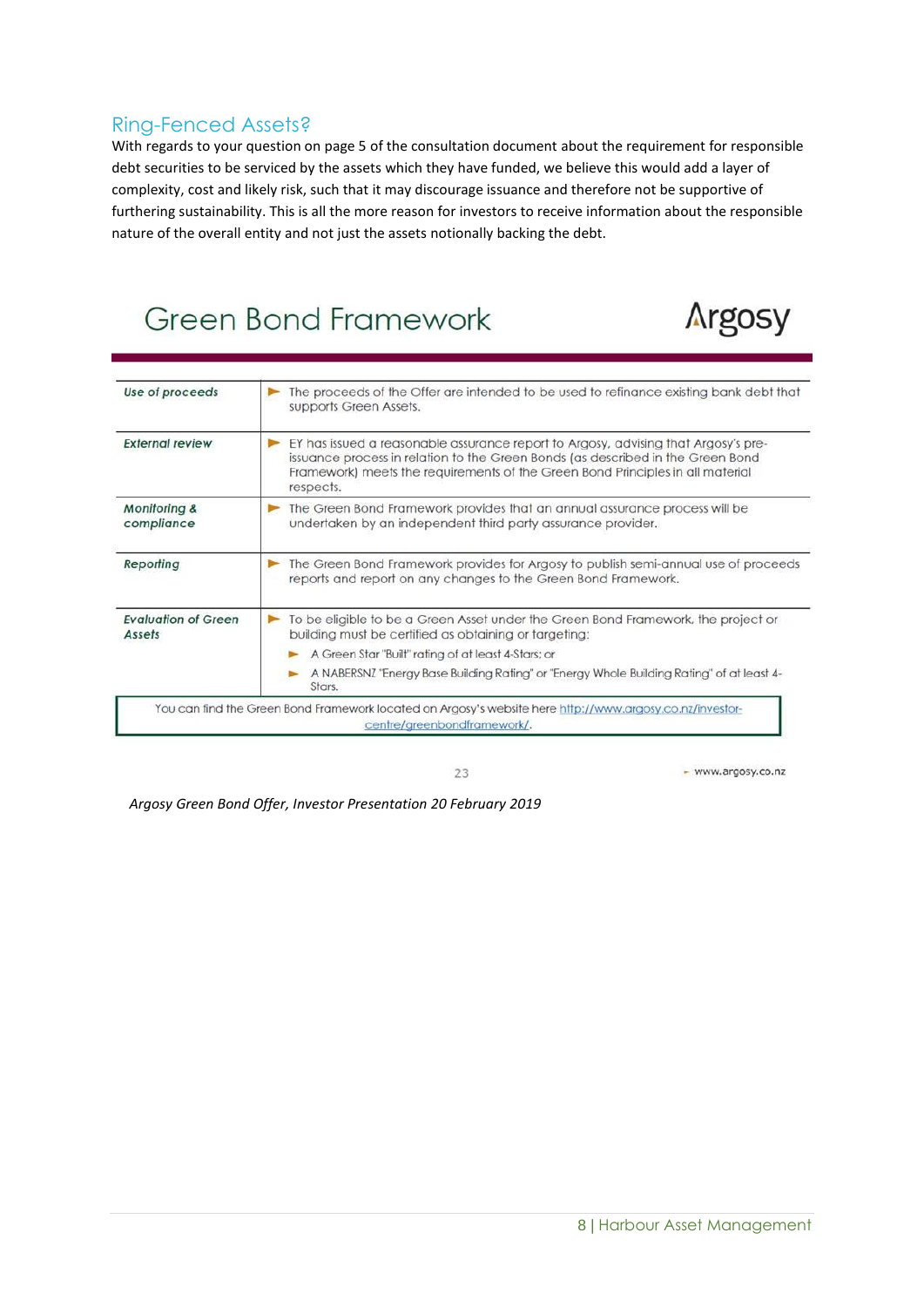## Ring-Fenced Assets?

With regards to your question on page 5 of the consultation document about the requirement for responsible debt securities to be serviced by the assets which they have funded, we believe this would add a layer of complexity, cost and likely risk, such that it may discourage issuance and therefore not be supportive of furthering sustainability. This is all the more reason for investors to receive information about the responsible nature of the overall entity and not just the assets notionally backing the debt.

### Green Bond Framework

Argosy

| | |
|---|---|
| *Use of proceeds* | ► The proceeds of the Offer are intended to be used to refinance existing bank debt that supports Green Assets. |
| *External review* | ► EY has issued a reasonable assurance report to Argosy, advising that Argosy's pre-issuance process in relation to the Green Bonds (as described in the Green Bond Framework) meets the requirements of the Green Bond Principles in all material respects. |
| *Monitoring & compliance* | ► The Green Bond Framework provides that an annual assurance process will be undertaken by an independent third party assurance provider. |
| *Reporting* | ► The Green Bond Framework provides for Argosy to publish semi-annual use of proceeds reports and report on any changes to the Green Bond Framework. |
| *Evaluation of Green Assets* | ► To be eligible to be a Green Asset under the Green Bond Framework, the project or building must be certified as obtaining or targeting: ► A Green Star "Built" rating of at least 4-Stars; or ► A NABERSNZ "Energy Base Building Rating" or "Energy Whole Building Rating" of at least 4-Stars. |

You can find the Green Bond Framework located on Argosy's website here http://www.argosy.co.nz/investor-centre/greenbondframework/.

23 ► www.argosy.co.nz

*Argosy Green Bond Offer, Investor Presentation 20 February 2019*